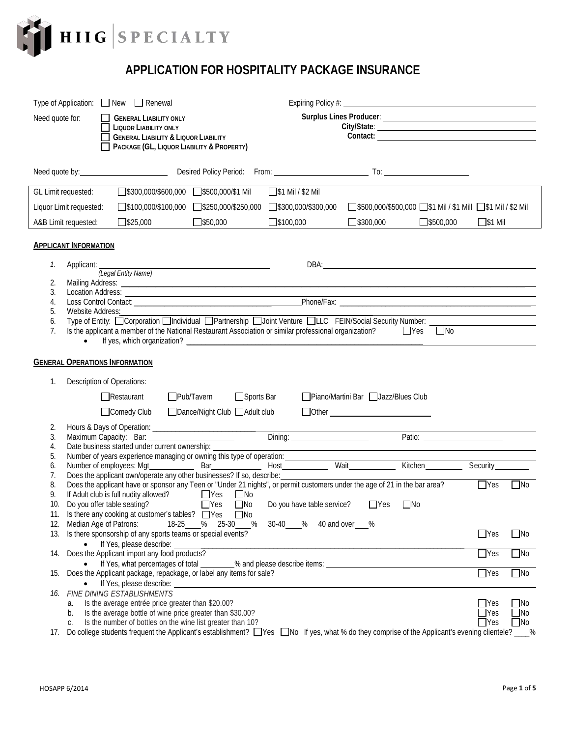HIIG | SPECIALTY

# APPLICATION FOR HOSPITALITY PACKAGE INSURANCE

Type of Application: ☐ New ☐ Renewal

Expiring Policy #: ______________________

Need quote for:
- ☐ **GENERAL LIABILITY ONLY**
- ☐ **LIQUOR LIABILITY ONLY**
- ☐ **GENERAL LIABILITY & LIQUOR LIABILITY**
- ☐ **PACKAGE (GL, LIQUOR LIABILITY & PROPERTY)**

**Surplus Lines Producer**: ______________________
**City/State**: ______________________
**Contact:** ______________________

Need quote by: ____________ Desired Policy Period: From: ____________ To: ____________

| | | | | | | |
|---|---|---|---|---|---|---|
| GL Limit requested: | ☐$300,000/$600,000 | ☐$500,000/$1 Mil | ☐$1 Mil / $2 Mil | | | |
| Liquor Limit requested: | ☐$100,000/$100,000 | ☐$250,000/$250,000 | ☐$300,000/$300,000 | ☐$500,000/$500,000 | ☐$1 Mil / $1 Mill | ☐$1 Mil / $2 Mil |
| A&B Limit requested: | ☐$25,000 | ☐$50,000 | ☐$100,000 | ☐$300,000 | ☐$500,000 | ☐$1 Mil |

## APPLICANT INFORMATION

1. Applicant: ______________________ *(Legal Entity Name)* DBA: ______________________
2. Mailing Address: ______________________
3. Location Address: ______________________
4. Loss Control Contact: ______________________ Phone/Fax: ______________________
5. Website Address: ______________________
6. Type of Entity: ☐Corporation ☐Individual ☐Partnership ☐Joint Venture ☐LLC FEIN/Social Security Number: ____________
7. Is the applicant a member of the National Restaurant Association or similar professional organization? ☐Yes ☐No
   - If yes, which organization? ______________________

## GENERAL OPERATIONS INFORMATION

1. Description of Operations:

   ☐Restaurant ☐Pub/Tavern ☐Sports Bar ☐Piano/Martini Bar ☐Jazz/Blues Club

   ☐Comedy Club ☐Dance/Night Club ☐Adult club ☐Other ____________

2. Hours & Days of Operation: ______________________
3. Maximum Capacity: Bar: ____________ Dining: ____________ Patio: ____________
4. Date business started under current ownership: ______________________
5. Number of years experience managing or owning this type of operation: ______________________
6. Number of employees: Mgt________ Bar________ Host________ Wait________ Kitchen________ Security________
7. Does the applicant own/operate any other businesses? If so, describe: ______________________
8. Does the applicant have or sponsor any Teen or "Under 21 nights", or permit customers under the age of 21 in the bar area? ☐Yes ☐No
9. If Adult club is full nudity allowed? ☐Yes ☐No
10. Do you offer table seating? ☐Yes ☐No Do you have table service? ☐Yes ☐No
11. Is there any cooking at customer's tables? ☐Yes ☐No
12. Median Age of Patrons: 18-25___% 25-30___% 30-40___% 40 and over___%
13. Is there sponsorship of any sports teams or special events? ☐Yes ☐No
    - If Yes, please describe: ______________________
14. Does the Applicant import any food products? ☐Yes ☐No
    - If Yes, what percentages of total ________% and please describe items: ______________________
15. Does the Applicant package, repackage, or label any items for sale? ☐Yes ☐No
    - If Yes, please describe: ______________________
16. *FINE DINING ESTABLISHMENTS*
    a. Is the average entrée price greater than $20.00? ☐Yes ☐No
    b. Is the average bottle of wine price greater than $30.00? ☐Yes ☐No
    c. Is the number of bottles on the wine list greater than 10? ☐Yes ☐No
17. Do college students frequent the Applicant's establishment? ☐Yes ☐No If yes, what % do they comprise of the Applicant's evening clientele? ____%

HOSAPP 6/2014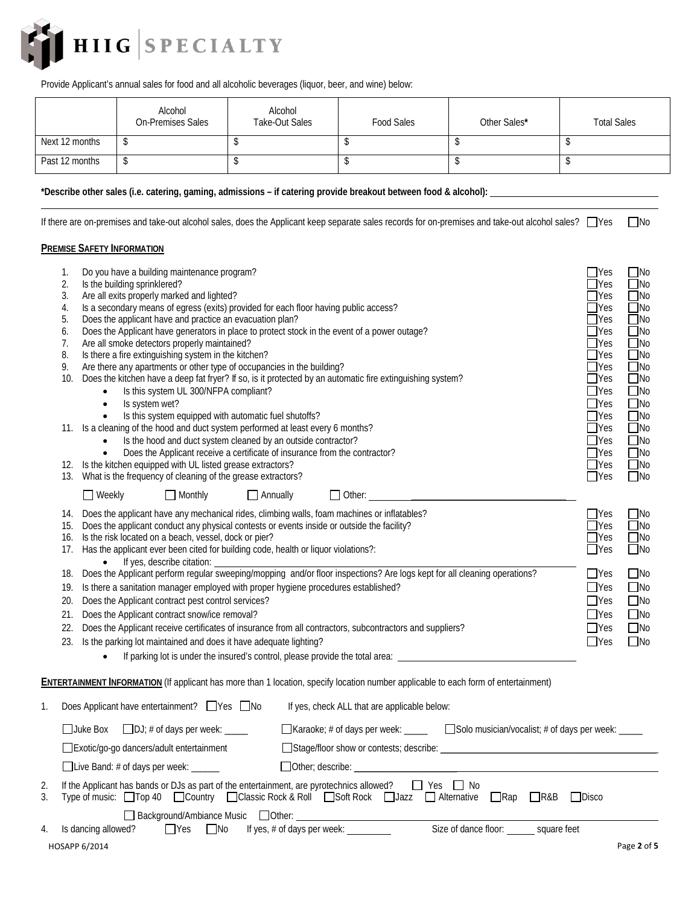Provide Applicant's annual sales for food and all alcoholic beverages (liquor, beer, and wine) below:

| | Alcohol On-Premises Sales | Alcohol Take-Out Sales | Food Sales | Other Sales* | Total Sales |
|---|---|---|---|---|---|
| Next 12 months | $ | $ | $ | $ | $ |
| Past 12 months | $ | $ | $ | $ | $ |

**\*Describe other sales (i.e. catering, gaming, admissions – if catering provide breakout between food & alcohol):** ____________________

If there are on-premises and take-out alcohol sales, does the Applicant keep separate sales records for on-premises and take-out alcohol sales? ☐Yes ☐No

## PREMISE SAFETY INFORMATION

1. Do you have a building maintenance program? ☐Yes ☐No
2. Is the building sprinklered? ☐Yes ☐No
3. Are all exits properly marked and lighted? ☐Yes ☐No
4. Is a secondary means of egress (exits) provided for each floor having public access? ☐Yes ☐No
5. Does the applicant have and practice an evacuation plan? ☐Yes ☐No
6. Does the Applicant have generators in place to protect stock in the event of a power outage? ☐Yes ☐No
7. Are all smoke detectors properly maintained? ☐Yes ☐No
8. Is there a fire extinguishing system in the kitchen? ☐Yes ☐No
9. Are there any apartments or other type of occupancies in the building? ☐Yes ☐No
10. Does the kitchen have a deep fat fryer? If so, is it protected by an automatic fire extinguishing system? ☐Yes ☐No
    - Is this system UL 300/NFPA compliant? ☐Yes ☐No
    - Is system wet? ☐Yes ☐No
    - Is this system equipped with automatic fuel shutoffs? ☐Yes ☐No
11. Is a cleaning of the hood and duct system performed at least every 6 months? ☐Yes ☐No
    - Is the hood and duct system cleaned by an outside contractor? ☐Yes ☐No
    - Does the Applicant receive a certificate of insurance from the contractor? ☐Yes ☐No
12. Is the kitchen equipped with UL listed grease extractors? ☐Yes ☐No
13. What is the frequency of cleaning of the grease extractors? ☐Yes ☐No

    ☐ Weekly ☐ Monthly ☐ Annually ☐ Other: ____________________

14. Does the applicant have any mechanical rides, climbing walls, foam machines or inflatables? ☐Yes ☐No
15. Does the applicant conduct any physical contests or events inside or outside the facility? ☐Yes ☐No
16. Is the risk located on a beach, vessel, dock or pier? ☐Yes ☐No
17. Has the applicant ever been cited for building code, health or liquor violations?: ☐Yes ☐No
    - If yes, describe citation: ____________________
18. Does the Applicant perform regular sweeping/mopping and/or floor inspections? Are logs kept for all cleaning operations? ☐Yes ☐No
19. Is there a sanitation manager employed with proper hygiene procedures established? ☐Yes ☐No
20. Does the Applicant contract pest control services? ☐Yes ☐No
21. Does the Applicant contract snow/ice removal? ☐Yes ☐No
22. Does the Applicant receive certificates of insurance from all contractors, subcontractors and suppliers? ☐Yes ☐No
23. Is the parking lot maintained and does it have adequate lighting? ☐Yes ☐No
    - If parking lot is under the insured's control, please provide the total area: ____________________

## ENTERTAINMENT INFORMATION (If applicant has more than 1 location, specify location number applicable to each form of entertainment)

1. Does Applicant have entertainment? ☐Yes ☐No If yes, check ALL that are applicable below:

   ☐Juke Box ☐DJ; # of days per week: _____ ☐Karaoke; # of days per week: _____ ☐Solo musician/vocalist; # of days per week: _____

   ☐Exotic/go-go dancers/adult entertainment ☐Stage/floor show or contests; describe: ____________________

   ☐Live Band: # of days per week: ______ ☐Other; describe: ____________________

2. If the Applicant has bands or DJs as part of the entertainment, are pyrotechnics allowed? ☐ Yes ☐ No
3. Type of music: ☐Top 40 ☐Country ☐Classic Rock & Roll ☐Soft Rock ☐Jazz ☐ Alternative ☐Rap ☐R&B ☐Disco

   ☐ Background/Ambiance Music ☐Other: ____________________
4. Is dancing allowed? ☐Yes ☐No If yes, # of days per week: _________ Size of dance floor: ______ square feet

HOSAPP 6/2014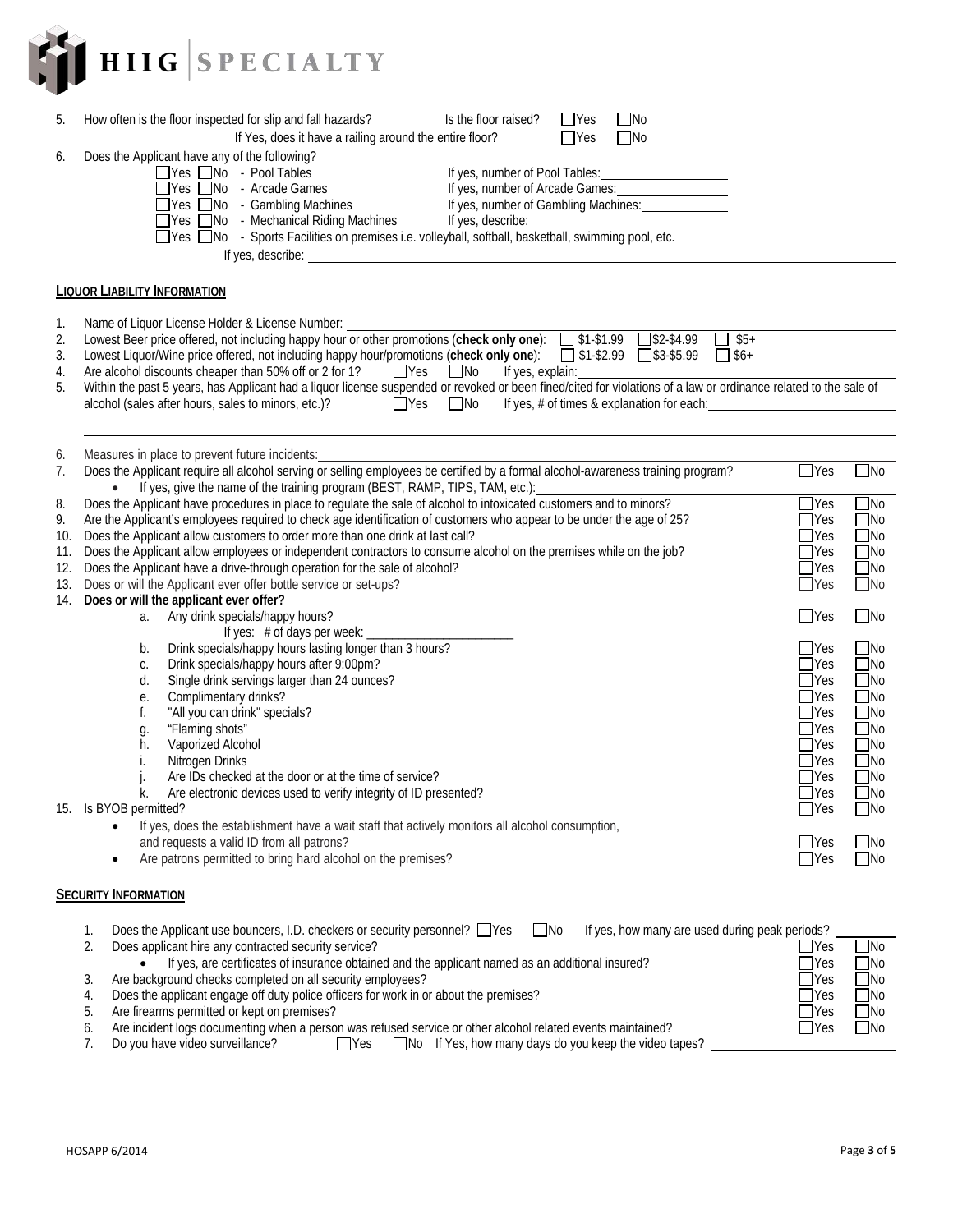5. How often is the floor inspected for slip and fall hazards? __________ Is the floor raised? ☐Yes ☐No
   If Yes, does it have a railing around the entire floor? ☐Yes ☐No
6. Does the Applicant have any of the following?
   - ☐Yes ☐No - Pool Tables — If yes, number of Pool Tables: ____________
   - ☐Yes ☐No - Arcade Games — If yes, number of Arcade Games: ____________
   - ☐Yes ☐No - Gambling Machines — If yes, number of Gambling Machines: ____________
   - ☐Yes ☐No - Mechanical Riding Machines — If yes, describe: ____________
   - ☐Yes ☐No - Sports Facilities on premises i.e. volleyball, softball, basketball, swimming pool, etc.
     If yes, describe: ____________

## LIQUOR LIABILITY INFORMATION

1. Name of Liquor License Holder & License Number: ____________
2. Lowest Beer price offered, not including happy hour or other promotions (**check only one**): ☐ $1-$1.99 ☐$2-$4.99 ☐ $5+
3. Lowest Liquor/Wine price offered, not including happy hour/promotions (**check only one**): ☐ $1-$2.99 ☐$3-$5.99 ☐ $6+
4. Are alcohol discounts cheaper than 50% off or 2 for 1? ☐Yes ☐No If yes, explain: ____________
5. Within the past 5 years, has Applicant had a liquor license suspended or revoked or been fined/cited for violations of a law or ordinance related to the sale of alcohol (sales after hours, sales to minors, etc.)? ☐Yes ☐No If yes, # of times & explanation for each: ____________
6. Measures in place to prevent future incidents: ____________
7. Does the Applicant require all alcohol serving or selling employees be certified by a formal alcohol-awareness training program? ☐Yes ☐No
   - If yes, give the name of the training program (BEST, RAMP, TIPS, TAM, etc.): ____________
8. Does the Applicant have procedures in place to regulate the sale of alcohol to intoxicated customers and to minors? ☐Yes ☐No
9. Are the Applicant's employees required to check age identification of customers who appear to be under the age of 25? ☐Yes ☐No
10. Does the Applicant allow customers to order more than one drink at last call? ☐Yes ☐No
11. Does the Applicant allow employees or independent contractors to consume alcohol on the premises while on the job? ☐Yes ☐No
12. Does the Applicant have a drive-through operation for the sale of alcohol? ☐Yes ☐No
13. Does or will the Applicant ever offer bottle service or set-ups? ☐Yes ☐No
14. **Does or will the applicant ever offer?**
    a. Any drink specials/happy hours? ☐Yes ☐No
       If yes: # of days per week: ____________
    b. Drink specials/happy hours lasting longer than 3 hours? ☐Yes ☐No
    c. Drink specials/happy hours after 9:00pm? ☐Yes ☐No
    d. Single drink servings larger than 24 ounces? ☐Yes ☐No
    e. Complimentary drinks? ☐Yes ☐No
    f. "All you can drink" specials? ☐Yes ☐No
    g. "Flaming shots" ☐Yes ☐No
    h. Vaporized Alcohol ☐Yes ☐No
    i. Nitrogen Drinks ☐Yes ☐No
    j. Are IDs checked at the door or at the time of service? ☐Yes ☐No
    k. Are electronic devices used to verify integrity of ID presented? ☐Yes ☐No
15. Is BYOB permitted? ☐Yes ☐No
    - If yes, does the establishment have a wait staff that actively monitors all alcohol consumption, and requests a valid ID from all patrons? ☐Yes ☐No
    - Are patrons permitted to bring hard alcohol on the premises? ☐Yes ☐No

## SECURITY INFORMATION

1. Does the Applicant use bouncers, I.D. checkers or security personnel? ☐Yes ☐No If yes, how many are used during peak periods? ____________
2. Does applicant hire any contracted security service? ☐Yes ☐No
   - If yes, are certificates of insurance obtained and the applicant named as an additional insured? ☐Yes ☐No
3. Are background checks completed on all security employees? ☐Yes ☐No
4. Does the applicant engage off duty police officers for work in or about the premises? ☐Yes ☐No
5. Are firearms permitted or kept on premises? ☐Yes ☐No
6. Are incident logs documenting when a person was refused service or other alcohol related events maintained? ☐Yes ☐No
7. Do you have video surveillance? ☐Yes ☐No If Yes, how many days do you keep the video tapes? ____________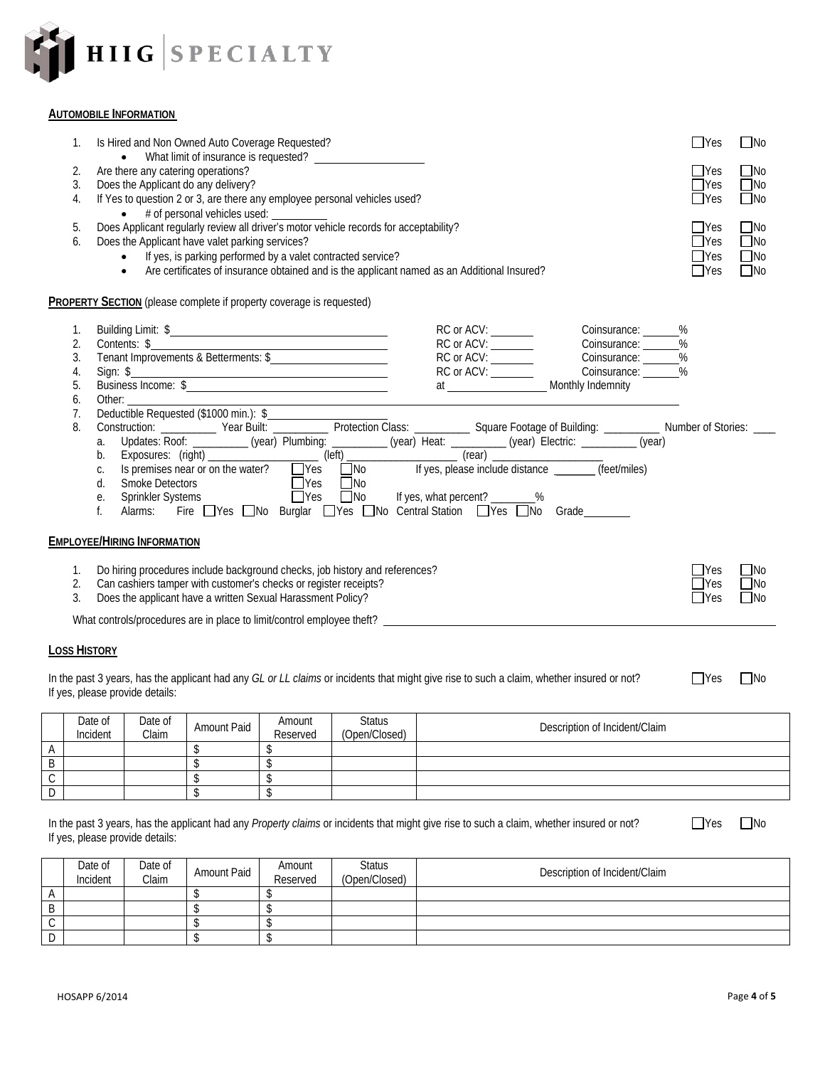HIIG | SPECIALTY

**AUTOMOBILE INFORMATION**

1. Is Hired and Non Owned Auto Coverage Requested? ☐Yes ☐No
   - What limit of insurance is requested? ____________________
2. Are there any catering operations? ☐Yes ☐No
3. Does the Applicant do any delivery? ☐Yes ☐No
4. If Yes to question 2 or 3, are there any employee personal vehicles used? ☐Yes ☐No
   - # of personal vehicles used: __________
5. Does Applicant regularly review all driver's motor vehicle records for acceptability? ☐Yes ☐No
6. Does the Applicant have valet parking services? ☐Yes ☐No
   - If yes, is parking performed by a valet contracted service? ☐Yes ☐No
   - Are certificates of insurance obtained and is the applicant named as an Additional Insured? ☐Yes ☐No

**PROPERTY SECTION** (please complete if property coverage is requested)

1. Building Limit: $________________________ RC or ACV: ________ Coinsurance: ______%
2. Contents: $________________________ RC or ACV: ________ Coinsurance: ______%
3. Tenant Improvements & Betterments: $________________________ RC or ACV: ________ Coinsurance: ______%
4. Sign: $________________________ RC or ACV: ________ Coinsurance: ______%
5. Business Income: $________________________ at __________________ Monthly Indemnity
6. Other: ________________________
7. Deductible Requested ($1000 min.): $____________________
8. Construction: __________ Year Built: __________ Protection Class: __________ Square Footage of Building: __________ Number of Stories: ____
   a. Updates: Roof: __________ (year) Plumbing: __________ (year) Heat: __________ (year) Electric: __________ (year)
   b. Exposures: (right) __________________ (left) __________________ (rear) __________________
   c. Is premises near or on the water? ☐Yes ☐No If yes, please include distance _______ (feet/miles)
   d. Smoke Detectors ☐Yes ☐No
   e. Sprinkler Systems ☐Yes ☐No If yes, what percent? ________%
   f. Alarms: Fire ☐Yes ☐No Burglar ☐Yes ☐No Central Station ☐Yes ☐No Grade________

**EMPLOYEE/HIRING INFORMATION**

1. Do hiring procedures include background checks, job history and references? ☐Yes ☐No
2. Can cashiers tamper with customer's checks or register receipts? ☐Yes ☐No
3. Does the applicant have a written Sexual Harassment Policy? ☐Yes ☐No

What controls/procedures are in place to limit/control employee theft? ________________________

**LOSS HISTORY**

In the past 3 years, has the applicant had any *GL or LL claims* or incidents that might give rise to such a claim, whether insured or not? ☐Yes ☐No
If yes, please provide details:

| | Date of Incident | Date of Claim | Amount Paid | Amount Reserved | Status (Open/Closed) | Description of Incident/Claim |
|---|---|---|---|---|---|---|
| A | | | $ | $ | | |
| B | | | $ | $ | | |
| C | | | $ | $ | | |
| D | | | $ | $ | | |

In the past 3 years, has the applicant had any *Property claims* or incidents that might give rise to such a claim, whether insured or not? ☐Yes ☐No
If yes, please provide details:

| | Date of Incident | Date of Claim | Amount Paid | Amount Reserved | Status (Open/Closed) | Description of Incident/Claim |
|---|---|---|---|---|---|---|
| A | | | $ | $ | | |
| B | | | $ | $ | | |
| C | | | $ | $ | | |
| D | | | $ | $ | | |

HOSAPP 6/2014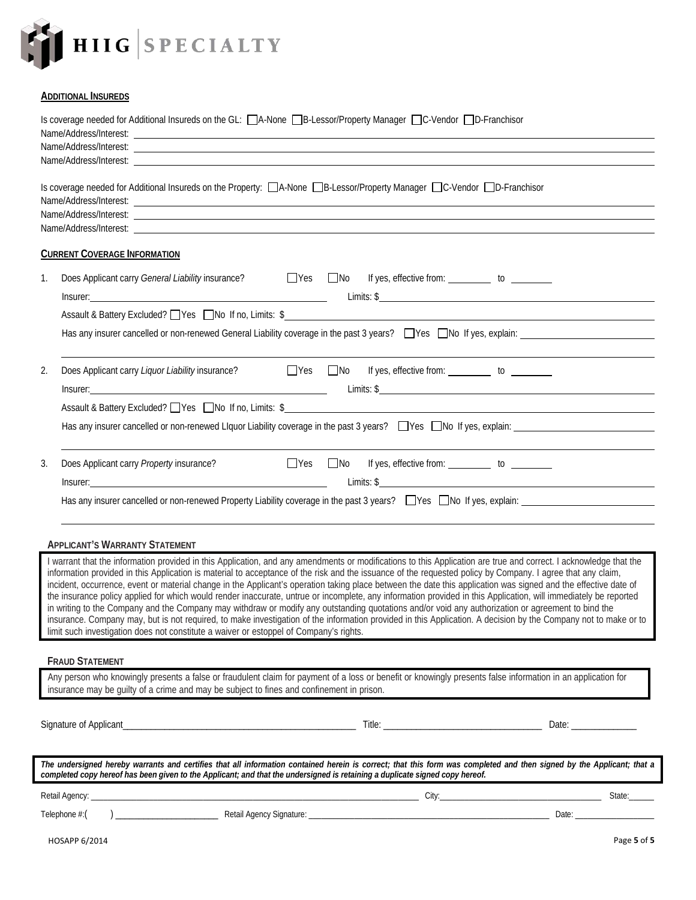**HIIG | SPECIALTY**

**ADDITIONAL INSUREDS**

Is coverage needed for Additional Insureds on the GL: ☐A-None ☐B-Lessor/Property Manager ☐C-Vendor ☐D-Franchisor

Name/Address/Interest: ______________________________

Name/Address/Interest: ______________________________

Name/Address/Interest: ______________________________

Is coverage needed for Additional Insureds on the Property: ☐A-None ☐B-Lessor/Property Manager ☐C-Vendor ☐D-Franchisor

Name/Address/Interest: ______________________________

Name/Address/Interest: ______________________________

Name/Address/Interest: ______________________________

**CURRENT COVERAGE INFORMATION**

1. Does Applicant carry *General Liability* insurance? ☐Yes ☐No If yes, effective from: _________ to _________

   Insurer: ______________________________ Limits: $______________________________

   Assault & Battery Excluded? ☐Yes ☐No If no, Limits: $______________________________

   Has any insurer cancelled or non-renewed General Liability coverage in the past 3 years? ☐Yes ☐No If yes, explain: ______________________________

2. Does Applicant carry *Liquor Liability* insurance? ☐Yes ☐No If yes, effective from: _________ to _________

   Insurer: ______________________________ Limits: $______________________________

   Assault & Battery Excluded? ☐Yes ☐No If no, Limits: $______________________________

   Has any insurer cancelled or non-renewed LIquor Liability coverage in the past 3 years? ☐Yes ☐No If yes, explain: ______________________________

3. Does Applicant carry *Property* insurance? ☐Yes ☐No If yes, effective from: _________ to _________

   Insurer: ______________________________ Limits: $______________________________

   Has any insurer cancelled or non-renewed Property Liability coverage in the past 3 years? ☐Yes ☐No If yes, explain: ______________________________

**APPLICANT'S WARRANTY STATEMENT**

I warrant that the information provided in this Application, and any amendments or modifications to this Application are true and correct. I acknowledge that the information provided in this Application is material to acceptance of the risk and the issuance of the requested policy by Company. I agree that any claim, incident, occurrence, event or material change in the Applicant's operation taking place between the date this application was signed and the effective date of the insurance policy applied for which would render inaccurate, untrue or incomplete, any information provided in this Application, will immediately be reported in writing to the Company and the Company may withdraw or modify any outstanding quotations and/or void any authorization or agreement to bind the insurance. Company may, but is not required, to make investigation of the information provided in this Application. A decision by the Company not to make or to limit such investigation does not constitute a waiver or estoppel of Company's rights.

**FRAUD STATEMENT**

Any person who knowingly presents a false or fraudulent claim for payment of a loss or benefit or knowingly presents false information in an application for insurance may be guilty of a crime and may be subject to fines and confinement in prison.

Signature of Applicant______________________________ Title: ______________________________ Date: ______________

***The undersigned hereby warrants and certifies that all information contained herein is correct; that this form was completed and then signed by the Applicant; that a completed copy hereof has been given to the Applicant; and that the undersigned is retaining a duplicate signed copy hereof.***

Retail Agency: ______________________________ City: ______________________________ State: ______

Telephone #:( ) ______________________ Retail Agency Signature: ______________________________ Date: ______________

HOSAPP 6/2014